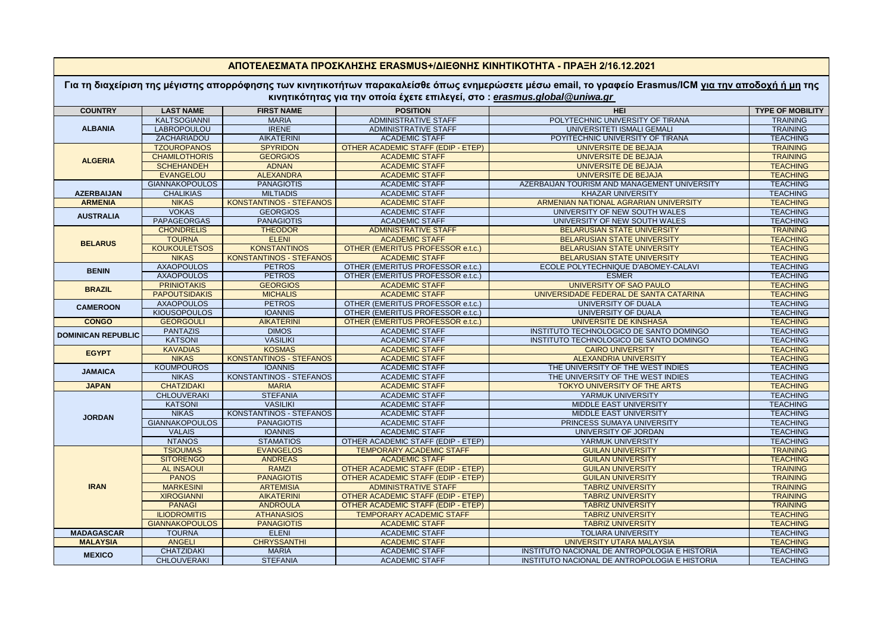## ΑΠΟΤΕΛΕΣΜΑΤΑ ΠΡΟΣΚΛΗΣΗΣ ERASMUS+/ΔΙΕΘΝΗΣ ΚΙΝΗΤΙΚΟΤΗΤΑ - ΠΡΑΞΗ 2/16.12.2021

**Για τη διαχείριση της μέγιστης απορρόφησης των κινητικοτήτων παρακαλείσθε όπως ενημερώσετε μέσω email, το γραφείο Erasmus/ICM <u>για την αποδοχή ή μη</u> της κινητικότητας για την οποία έχετε επιλεγεί, στο : *erasmus.global@uniwa.gr***

| COUNTRY | LAST NAME | FIRST NAME | POSITION | HEI | TYPE OF MOBILITY |
|---|---|---|---|---|---|
| ALBANIA | KALTSOGIANNI | MARIA | ADMINISTRATIVE STAFF | POLYTECHNIC UNIVERSITY OF TIRANA | TRAINING |
| | LABROPOULOU | IRENE | ADMINISTRATIVE STAFF | UNIVERSITETI ISMALI GEMALI | TRAINING |
| | ZACHARIADOU | AIKATERINI | ACADEMIC STAFF | POYITECHNIC UNIVERSITY OF TIRANA | TEACHING |
| ALGERIA | TZOUROPANOS | SPYRIDON | OTHER ACADEMIC STAFF (EDIP - ETEP) | UNIVERSITE DE BEJAJA | TRAINING |
| | CHAMILOTHORIS | GEORGIOS | ACADEMIC STAFF | UNIVERSITE DE BEJAJA | TRAINING |
| | SCHEHANDEH | ADNAN | ACADEMIC STAFF | UNIVERSITE DE BEJAJA | TEACHING |
| | EVANGELOU | ALEXANDRA | ACADEMIC STAFF | UNIVERSITE DE BEJAJA | TEACHING |
| AZERBAIJAN | GIANNAKOPOULOS | PANAGIOTIS | ACADEMIC STAFF | AZERBAIJAN TOURISM AND MANAGEMENT UNIVERSITY | TEACHING |
| | CHALIKIAS | MILTIADIS | ACADEMIC STAFF | KHAZAR UNIVERSITY | TEACHING |
| ARMENIA | NIKAS | KONSTANTINOS - STEFANOS | ACADEMIC STAFF | ARMENIAN NATIONAL AGRARIAN UNIVERSITY | TEACHING |
| AUSTRALIA | VOKAS | GEORGIOS | ACADEMIC STAFF | UNIVERSITY OF NEW SOUTH WALES | TEACHING |
| | PAPAGEORGAS | PANAGIOTIS | ACADEMIC STAFF | UNIVERSITY OF NEW SOUTH WALES | TEACHING |
| BELARUS | CHONDRELIS | THEODOR | ADMINISTRATIVE STAFF | BELARUSIAN STATE UNIVERSITY | TRAINING |
| | TOURNA | ELENI | ACADEMIC STAFF | BELARUSIAN STATE UNIVERSITY | TEACHING |
| | KOUKOULETSOS | KONSTANTINOS | OTHER (EMERITUS PROFESSOR e.t.c.) | BELARUSIAN STATE UNIVERSITY | TEACHING |
| | NIKAS | KONSTANTINOS - STEFANOS | ACADEMIC STAFF | BELARUSIAN STATE UNIVERSITY | TEACHING |
| BENIN | AXAOPOULOS | PETROS | OTHER (EMERITUS PROFESSOR e.t.c.) | ECOLE POLYTECHNIQUE D'ABOMEY-CALAVI | TEACHING |
| | AXAOPOULOS | PETROS | OTHER (EMERITUS PROFESSOR e.t.c.) | ESMER | TEACHING |
| BRAZIL | PRINIOTAKIS | GEORGIOS | ACADEMIC STAFF | UNIVERSITY OF SAO PAULO | TEACHING |
| | PAPOUTSIDAKIS | MICHALIS | ACADEMIC STAFF | UNIVERSIDADE FEDERAL DE SANTA CATARINA | TEACHING |
| CAMEROON | AXAOPOULOS | PETROS | OTHER (EMERITUS PROFESSOR e.t.c.) | UNIVERSITY OF DUALA | TEACHING |
| | KIOUSOPOULOS | IOANNIS | OTHER (EMERITUS PROFESSOR e.t.c.) | UNIVERSITY OF DUALA | TEACHING |
| CONGO | GEORGOULI | AIKATERINI | OTHER (EMERITUS PROFESSOR e.t.c.) | UNIVERSITE DE KINSHASA | TEACHING |
| DOMINICAN REPUBLIC | PANTAZIS | DIMOS | ACADEMIC STAFF | INSTITUTO TECHNOLOGICO DE SANTO DOMINGO | TEACHING |
| | KATSONI | VASILIKI | ACADEMIC STAFF | INSTITUTO TECHNOLOGICO DE SANTO DOMINGO | TEACHING |
| EGYPT | KAVADIAS | KOSMAS | ACADEMIC STAFF | CAIRO UNIVERSITY | TEACHING |
| | NIKAS | KONSTANTINOS - STEFANOS | ACADEMIC STAFF | ALEXANDRIA UNIVERSITY | TEACHING |
| JAMAICA | KOUMPOUROS | IOANNIS | ACADEMIC STAFF | THE UNIVERSITY OF THE WEST INDIES | TEACHING |
| | NIKAS | KONSTANTINOS - STEFANOS | ACADEMIC STAFF | THE UNIVERSITY OF THE WEST INDIES | TEACHING |
| JAPAN | CHATZIDAKI | MARIA | ACADEMIC STAFF | TOKYO UNIVERSITY OF THE ARTS | TEACHING |
| JORDAN | CHLOUVERAKI | STEFANIA | ACADEMIC STAFF | YARMUK UNIVERSITY | TEACHING |
| | KATSONI | VASILIKI | ACADEMIC STAFF | MIDDLE EAST UNIVERSITY | TEACHING |
| | NIKAS | KONSTANTINOS - STEFANOS | ACADEMIC STAFF | MIDDLE EAST UNIVERSITY | TEACHING |
| | GIANNAKOPOULOS | PANAGIOTIS | ACADEMIC STAFF | PRINCESS SUMAYA UNIVERSITY | TEACHING |
| | VALAIS | IOANNIS | ACADEMIC STAFF | UNIVERSITY OF JORDAN | TEACHING |
| | NTANOS | STAMATIOS | OTHER ACADEMIC STAFF (EDIP - ETEP) | YARMUK UNIVERSITY | TEACHING |
| IRAN | TSIOUMAS | EVANGELOS | TEMPORARY ACADEMIC STAFF | GUILAN UNIVERSITY | TRAINING |
| | SITORENGO | ANDREAS | ACADEMIC STAFF | GUILAN UNIVERSITY | TEACHING |
| | AL INSAOUI | RAMZI | OTHER ACADEMIC STAFF (EDIP - ETEP) | GUILAN UNIVERSITY | TRAINING |
| | PANOS | PANAGIOTIS | OTHER ACADEMIC STAFF (EDIP - ETEP) | GUILAN UNIVERSITY | TRAINING |
| | MARKESINI | ARTEMISIA | ADMINISTRATIVE STAFF | TABRIZ UNIVERSITY | TRAINING |
| | XIROGIANNI | AIKATERINI | OTHER ACADEMIC STAFF (EDIP - ETEP) | TABRIZ UNIVERSITY | TRAINING |
| | PANAGI | ANDROULA | OTHER ACADEMIC STAFF (EDIP - ETEP) | TABRIZ UNIVERSITY | TRAINING |
| | ILIODROMITIS | ATHANASIOS | TEMPORARY ACADEMIC STAFF | TABRIZ UNIVERSITY | TEACHING |
| | GIANNAKOPOULOS | PANAGIOTIS | ACADEMIC STAFF | TABRIZ UNIVERSITY | TEACHING |
| MADAGASCAR | TOURNA | ELENI | ACADEMIC STAFF | TOLIARA UNIVERSITY | TEACHING |
| MALAYSIA | ANGELI | CHRYSSANTHI | ACADEMIC STAFF | UNIVERSITY UTARA MALAYSIA | TEACHING |
| MEXICO | CHATZIDAKI | MARIA | ACADEMIC STAFF | INSTITUTO NACIONAL DE ANTROPOLOGIA E HISTORIA | TEACHING |
| | CHLOUVERAKI | STEFANIA | ACADEMIC STAFF | INSTITUTO NACIONAL DE ANTROPOLOGIA E HISTORIA | TEACHING |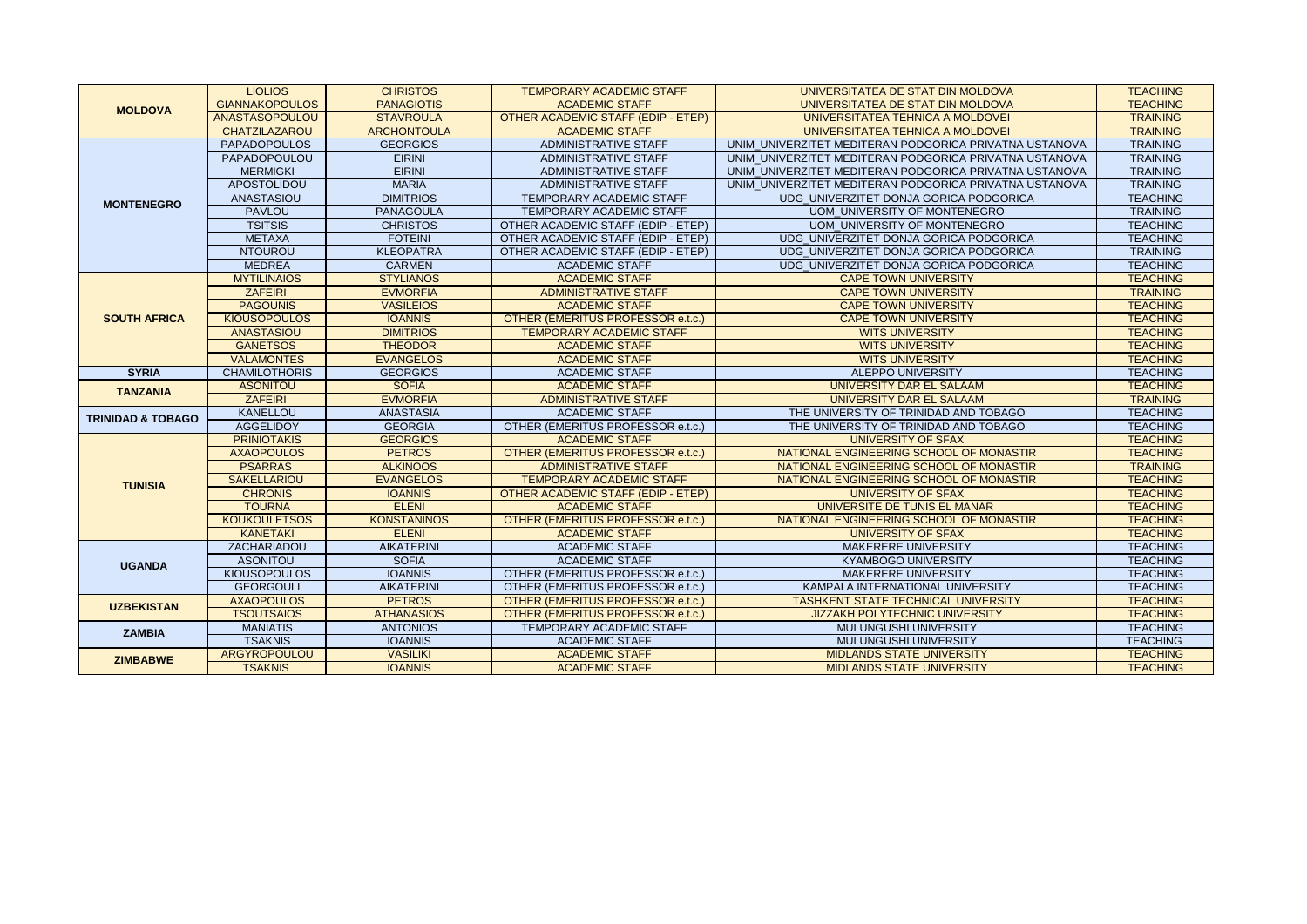| | | | | | |
|---|---|---|---|---|---|
| **MOLDOVA** | LIOLIOS | CHRISTOS | TEMPORARY ACADEMIC STAFF | UNIVERSITATEA DE STAT DIN MOLDOVA | TEACHING |
| | GIANNAKOPOULOS | PANAGIOTIS | ACADEMIC STAFF | UNIVERSITATEA DE STAT DIN MOLDOVA | TEACHING |
| | ANASTASOPOULOU | STAVROULA | OTHER ACADEMIC STAFF (EDIP - ETEP) | UNIVERSITATEA TEHNICA A MOLDOVEI | TRAINING |
| | CHATZILAZAROU | ARCHONTOULA | ACADEMIC STAFF | UNIVERSITATEA TEHNICA A MOLDOVEI | TRAINING |
| **MONTENEGRO** | PAPADOPOULOS | GEORGIOS | ADMINISTRATIVE STAFF | UNIM_UNIVERZITET MEDITERAN PODGORICA PRIVATNA USTANOVA | TRAINING |
| | PAPADOPOULOU | EIRINI | ADMINISTRATIVE STAFF | UNIM_UNIVERZITET MEDITERAN PODGORICA PRIVATNA USTANOVA | TRAINING |
| | MERMIGKI | EIRINI | ADMINISTRATIVE STAFF | UNIM_UNIVERZITET MEDITERAN PODGORICA PRIVATNA USTANOVA | TRAINING |
| | APOSTOLIDOU | MARIA | ADMINISTRATIVE STAFF | UNIM_UNIVERZITET MEDITERAN PODGORICA PRIVATNA USTANOVA | TRAINING |
| | ANASTASIOU | DIMITRIOS | TEMPORARY ACADEMIC STAFF | UDG_UNIVERZITET DONJA GORICA PODGORICA | TEACHING |
| | PAVLOU | PANAGOULA | TEMPORARY ACADEMIC STAFF | UOM_UNIVERSITY OF MONTENEGRO | TRAINING |
| | TSITSIS | CHRISTOS | OTHER ACADEMIC STAFF (EDIP - ETEP) | UOM_UNIVERSITY OF MONTENEGRO | TEACHING |
| | METAXA | FOTEINI | OTHER ACADEMIC STAFF (EDIP - ETEP) | UDG_UNIVERZITET DONJA GORICA PODGORICA | TEACHING |
| | NTOUROU | KLEOPATRA | OTHER ACADEMIC STAFF (EDIP - ETEP) | UDG_UNIVERZITET DONJA GORICA PODGORICA | TRAINING |
| | MEDREA | CARMEN | ACADEMIC STAFF | UDG_UNIVERZITET DONJA GORICA PODGORICA | TEACHING |
| **SOUTH AFRICA** | MYTILINAIOS | STYLIANOS | ACADEMIC STAFF | CAPE TOWN UNIVERSITY | TEACHING |
| | ZAFEIRI | EVMORFIA | ADMINISTRATIVE STAFF | CAPE TOWN UNIVERSITY | TRAINING |
| | PAGOUNIS | VASILEIOS | ACADEMIC STAFF | CAPE TOWN UNIVERSITY | TEACHING |
| | KIOUSOPOULOS | IOANNIS | OTHER (EMERITUS PROFESSOR e.t.c.) | CAPE TOWN UNIVERSITY | TEACHING |
| | ANASTASIOU | DIMITRIOS | TEMPORARY ACADEMIC STAFF | WITS UNIVERSITY | TEACHING |
| | GANETSOS | THEODOR | ACADEMIC STAFF | WITS UNIVERSITY | TEACHING |
| | VALAMONTES | EVANGELOS | ACADEMIC STAFF | WITS UNIVERSITY | TEACHING |
| **SYRIA** | CHAMILOTHORIS | GEORGIOS | ACADEMIC STAFF | ALEPPO UNIVERSITY | TEACHING |
| **TANZANIA** | ASONITOU | SOFIA | ACADEMIC STAFF | UNIVERSITY DAR EL SALAAM | TEACHING |
| | ZAFEIRI | EVMORFIA | ADMINISTRATIVE STAFF | UNIVERSITY DAR EL SALAAM | TRAINING |
| **TRINIDAD & TOBAGO** | KANELLOU | ANASTASIA | ACADEMIC STAFF | THE UNIVERSITY OF TRINIDAD AND TOBAGO | TEACHING |
| | AGGELIDOY | GEORGIA | OTHER (EMERITUS PROFESSOR e.t.c.) | THE UNIVERSITY OF TRINIDAD AND TOBAGO | TEACHING |
| **TUNISIA** | PRINIOTAKIS | GEORGIOS | ACADEMIC STAFF | UNIVERSITY OF SFAX | TEACHING |
| | AXAOPOULOS | PETROS | OTHER (EMERITUS PROFESSOR e.t.c.) | NATIONAL ENGINEERING SCHOOL OF MONASTIR | TEACHING |
| | PSARRAS | ALKINOOS | ADMINISTRATIVE STAFF | NATIONAL ENGINEERING SCHOOL OF MONASTIR | TRAINING |
| | SAKELLARIOU | EVANGELOS | TEMPORARY ACADEMIC STAFF | NATIONAL ENGINEERING SCHOOL OF MONASTIR | TEACHING |
| | CHRONIS | IOANNIS | OTHER ACADEMIC STAFF (EDIP - ETEP) | UNIVERSITY OF SFAX | TEACHING |
| | TOURNA | ELENI | ACADEMIC STAFF | UNIVERSITE DE TUNIS EL MANAR | TEACHING |
| | KOUKOULETSOS | KONSTANINOS | OTHER (EMERITUS PROFESSOR e.t.c.) | NATIONAL ENGINEERING SCHOOL OF MONASTIR | TEACHING |
| | KANETAKI | ELENI | ACADEMIC STAFF | UNIVERSITY OF SFAX | TEACHING |
| **UGANDA** | ZACHARIADOU | AIKATERINI | ACADEMIC STAFF | MAKERERE UNIVERSITY | TEACHING |
| | ASONITOU | SOFIA | ACADEMIC STAFF | KYAMBOGO UNIVERSITY | TEACHING |
| | KIOUSOPOULOS | IOANNIS | OTHER (EMERITUS PROFESSOR e.t.c.) | MAKERERE UNIVERSITY | TEACHING |
| | GEORGOULI | AIKATERINI | OTHER (EMERITUS PROFESSOR e.t.c.) | KAMPALA INTERNATIONAL UNIVERSITY | TEACHING |
| **UZBEKISTAN** | AXAOPOULOS | PETROS | OTHER (EMERITUS PROFESSOR e.t.c.) | TASHKENT STATE TECHNICAL UNIVERSITY | TEACHING |
| | TSOUTSAIOS | ATHANASIOS | OTHER (EMERITUS PROFESSOR e.t.c.) | JIZZAKH POLYTECHNIC UNIVERSITY | TEACHING |
| **ZAMBIA** | MANIATIS | ANTONIOS | TEMPORARY ACADEMIC STAFF | MULUNGUSHI UNIVERSITY | TEACHING |
| | TSAKNIS | IOANNIS | ACADEMIC STAFF | MULUNGUSHI UNIVERSITY | TEACHING |
| **ZIMBABWE** | ARGYROPOULOU | VASILIKI | ACADEMIC STAFF | MIDLANDS STATE UNIVERSITY | TEACHING |
| | TSAKNIS | IOANNIS | ACADEMIC STAFF | MIDLANDS STATE UNIVERSITY | TEACHING |